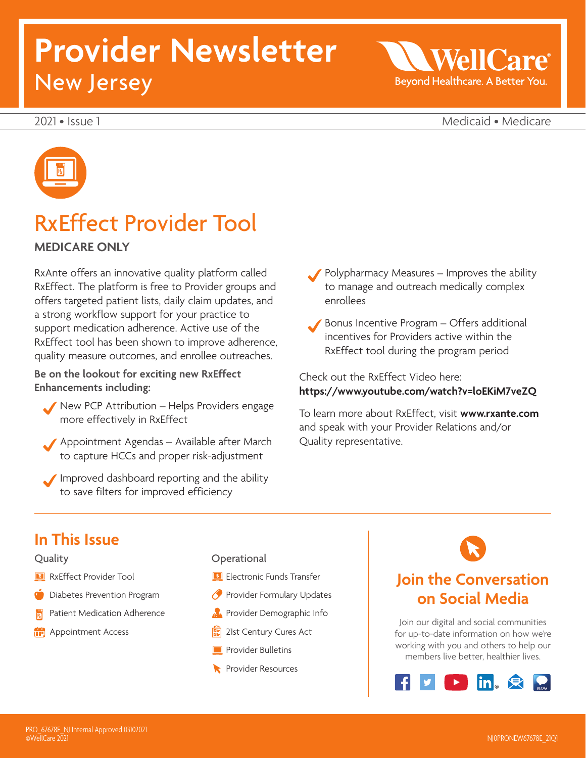# Provider Newsletter
## New Jersey

WellCare
Beyond Healthcare. A Better You.

2021 • Issue 1 Medicaid • Medicare

## RxEffect Provider Tool

**MEDICARE ONLY**

RxAnte offers an innovative quality platform called RxEffect. The platform is free to Provider groups and offers targeted patient lists, daily claim updates, and a strong workflow support for your practice to support medication adherence. Active use of the RxEffect tool has been shown to improve adherence, quality measure outcomes, and enrollee outreaches.

**Be on the lookout for exciting new RxEffect Enhancements including:**

- New PCP Attribution – Helps Providers engage more effectively in RxEffect
- Appointment Agendas – Available after March to capture HCCs and proper risk-adjustment
- Improved dashboard reporting and the ability to save filters for improved efficiency
- Polypharmacy Measures – Improves the ability to manage and outreach medically complex enrollees
- Bonus Incentive Program – Offers additional incentives for Providers active within the RxEffect tool during the program period

Check out the RxEffect Video here:
**https://www.youtube.com/watch?v=loEKiM7veZQ**

To learn more about RxEffect, visit **www.rxante.com** and speak with your Provider Relations and/or Quality representative.

## In This Issue

**Quality**

- RxEffect Provider Tool
- Diabetes Prevention Program
- Patient Medication Adherence
- Appointment Access

**Operational**

- Electronic Funds Transfer
- Provider Formulary Updates
- Provider Demographic Info
- 21st Century Cures Act
- Provider Bulletins
- Provider Resources

## Join the Conversation on Social Media

Join our digital and social communities for up-to-date information on how we're working with you and others to help our members live better, healthier lives.

PRO_67678E_NJ Internal Approved 03102021
©WellCare 2021

NJ0PRONEW67678E_21Q1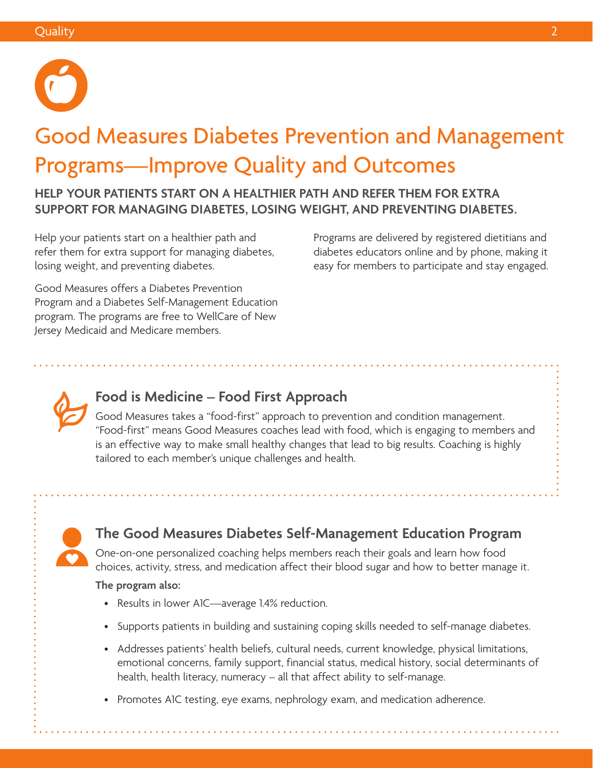# Good Measures Diabetes Prevention and Management Programs—Improve Quality and Outcomes

**HELP YOUR PATIENTS START ON A HEALTHIER PATH AND REFER THEM FOR EXTRA SUPPORT FOR MANAGING DIABETES, LOSING WEIGHT, AND PREVENTING DIABETES.**

Help your patients start on a healthier path and refer them for extra support for managing diabetes, losing weight, and preventing diabetes.

Good Measures offers a Diabetes Prevention Program and a Diabetes Self-Management Education program. The programs are free to WellCare of New Jersey Medicaid and Medicare members.

Programs are delivered by registered dietitians and diabetes educators online and by phone, making it easy for members to participate and stay engaged.

## Food is Medicine – Food First Approach

Good Measures takes a "food-first" approach to prevention and condition management. "Food-first" means Good Measures coaches lead with food, which is engaging to members and is an effective way to make small healthy changes that lead to big results. Coaching is highly tailored to each member's unique challenges and health.

## The Good Measures Diabetes Self-Management Education Program

One-on-one personalized coaching helps members reach their goals and learn how food choices, activity, stress, and medication affect their blood sugar and how to better manage it.

**The program also:**

- Results in lower A1C—average 1.4% reduction.
- Supports patients in building and sustaining coping skills needed to self-manage diabetes.
- Addresses patients' health beliefs, cultural needs, current knowledge, physical limitations, emotional concerns, family support, financial status, medical history, social determinants of health, health literacy, numeracy – all that affect ability to self-manage.
- Promotes A1C testing, eye exams, nephrology exam, and medication adherence.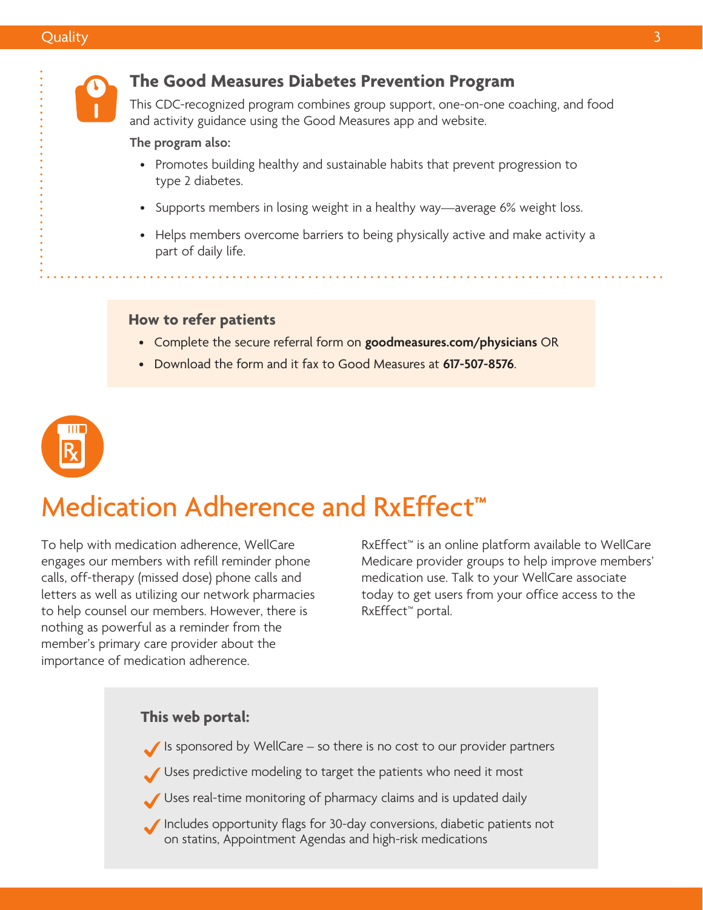## The Good Measures Diabetes Prevention Program

This CDC-recognized program combines group support, one-on-one coaching, and food and activity guidance using the Good Measures app and website.

**The program also:**

- Promotes building healthy and sustainable habits that prevent progression to type 2 diabetes.
- Supports members in losing weight in a healthy way—average 6% weight loss.
- Helps members overcome barriers to being physically active and make activity a part of daily life.

### How to refer patients

- Complete the secure referral form on **goodmeasures.com/physicians** OR
- Download the form and it fax to Good Measures at **617-507-8576**.

# Medication Adherence and RxEffect™

To help with medication adherence, WellCare engages our members with refill reminder phone calls, off-therapy (missed dose) phone calls and letters as well as utilizing our network pharmacies to help counsel our members. However, there is nothing as powerful as a reminder from the member's primary care provider about the importance of medication adherence.

RxEffect™ is an online platform available to WellCare Medicare provider groups to help improve members' medication use. Talk to your WellCare associate today to get users from your office access to the RxEffect™ portal.

### This web portal:

- ✔ Is sponsored by WellCare – so there is no cost to our provider partners
- ✔ Uses predictive modeling to target the patients who need it most
- ✔ Uses real-time monitoring of pharmacy claims and is updated daily
- ✔ Includes opportunity flags for 30-day conversions, diabetic patients not on statins, Appointment Agendas and high-risk medications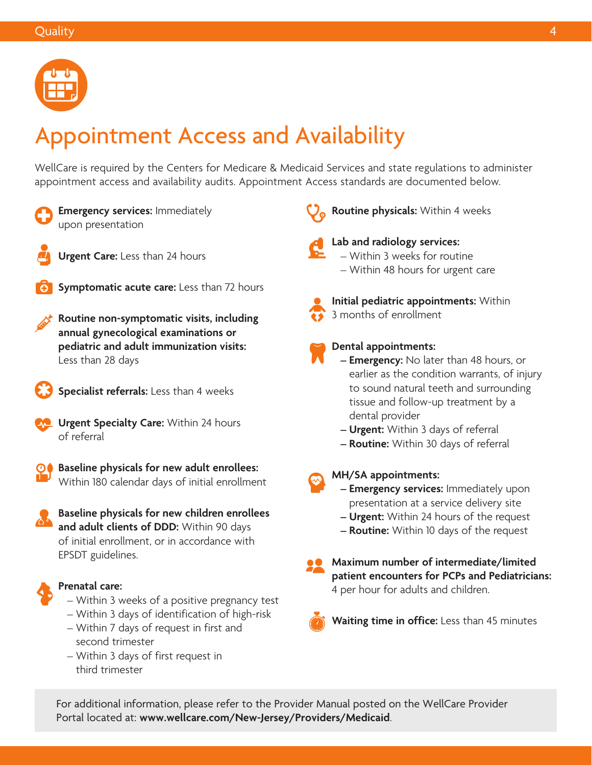# Appointment Access and Availability

WellCare is required by the Centers for Medicare & Medicaid Services and state regulations to administer appointment access and availability audits. Appointment Access standards are documented below.

**Emergency services:** Immediately upon presentation

**Urgent Care:** Less than 24 hours

**Symptomatic acute care:** Less than 72 hours

**Routine non-symptomatic visits, including annual gynecological examinations or pediatric and adult immunization visits:** Less than 28 days

**Specialist referrals:** Less than 4 weeks

**Urgent Specialty Care:** Within 24 hours of referral

**Baseline physicals for new adult enrollees:** Within 180 calendar days of initial enrollment

**Baseline physicals for new children enrollees and adult clients of DDD:** Within 90 days of initial enrollment, or in accordance with EPSDT guidelines.

**Prenatal care:**

- Within 3 weeks of a positive pregnancy test
- Within 3 days of identification of high-risk
- Within 7 days of request in first and second trimester
- Within 3 days of first request in third trimester

**Routine physicals:** Within 4 weeks

**Lab and radiology services:**

- Within 3 weeks for routine
- Within 48 hours for urgent care

**Initial pediatric appointments:** Within 3 months of enrollment

**Dental appointments:**

- **Emergency:** No later than 48 hours, or earlier as the condition warrants, of injury to sound natural teeth and surrounding tissue and follow-up treatment by a dental provider
- **Urgent:** Within 3 days of referral
- **Routine:** Within 30 days of referral

**MH/SA appointments:**

- **Emergency services:** Immediately upon presentation at a service delivery site
- **Urgent:** Within 24 hours of the request
- **Routine:** Within 10 days of the request

**Maximum number of intermediate/limited patient encounters for PCPs and Pediatricians:** 4 per hour for adults and children.

**Waiting time in office:** Less than 45 minutes

For additional information, please refer to the Provider Manual posted on the WellCare Provider Portal located at: **www.wellcare.com/New-Jersey/Providers/Medicaid**.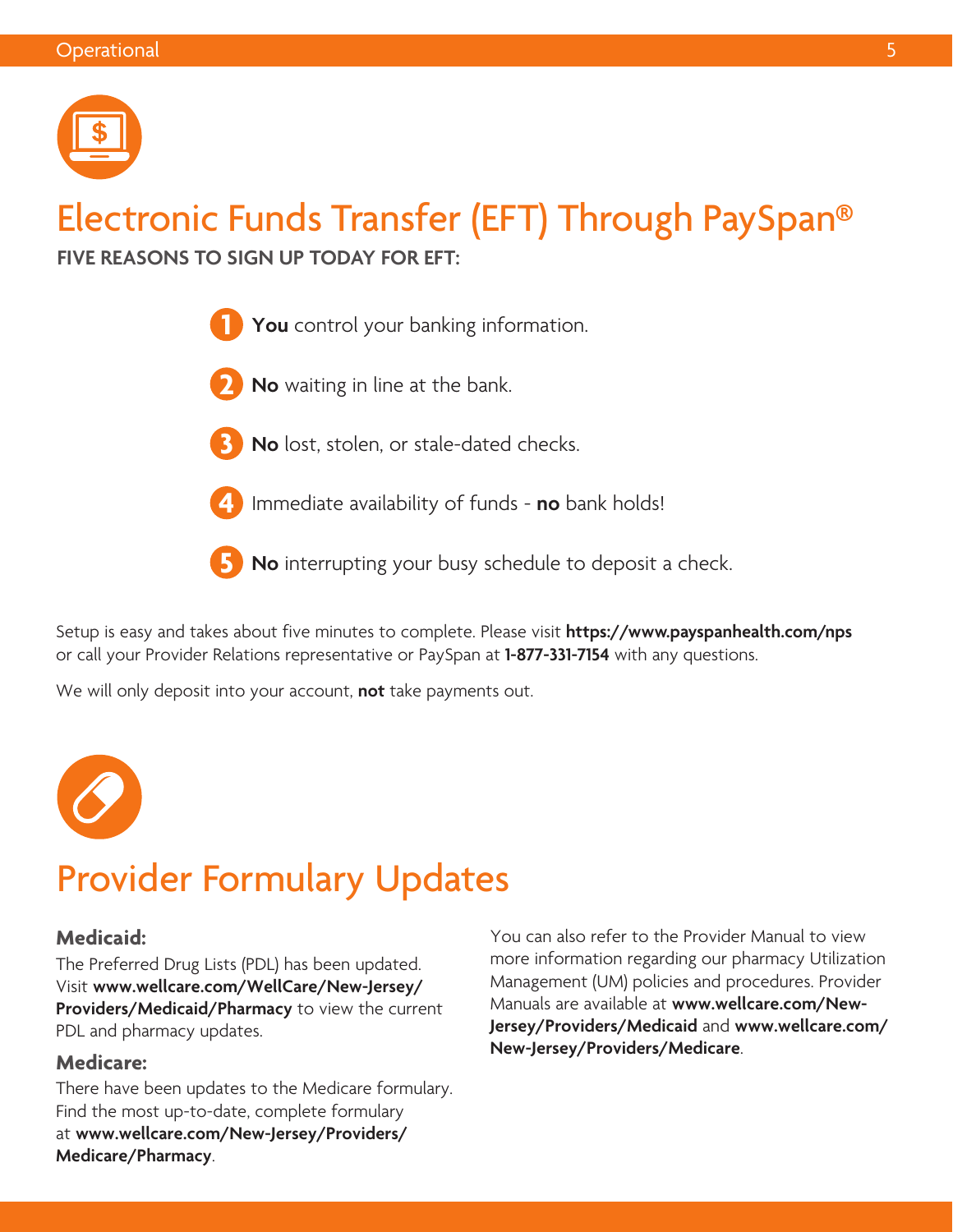# Electronic Funds Transfer (EFT) Through PaySpan®

**FIVE REASONS TO SIGN UP TODAY FOR EFT:**

1. **You** control your banking information.
2. **No** waiting in line at the bank.
3. **No** lost, stolen, or stale-dated checks.
4. Immediate availability of funds - **no** bank holds!
5. **No** interrupting your busy schedule to deposit a check.

Setup is easy and takes about five minutes to complete. Please visit **https://www.payspanhealth.com/nps** or call your Provider Relations representative or PaySpan at **1-877-331-7154** with any questions.

We will only deposit into your account, **not** take payments out.

# Provider Formulary Updates

### Medicaid:

The Preferred Drug Lists (PDL) has been updated. Visit **www.wellcare.com/WellCare/New-Jersey/Providers/Medicaid/Pharmacy** to view the current PDL and pharmacy updates.

### Medicare:

There have been updates to the Medicare formulary. Find the most up-to-date, complete formulary at **www.wellcare.com/New-Jersey/Providers/Medicare/Pharmacy**.

You can also refer to the Provider Manual to view more information regarding our pharmacy Utilization Management (UM) policies and procedures. Provider Manuals are available at **www.wellcare.com/New-Jersey/Providers/Medicaid** and **www.wellcare.com/New-Jersey/Providers/Medicare**.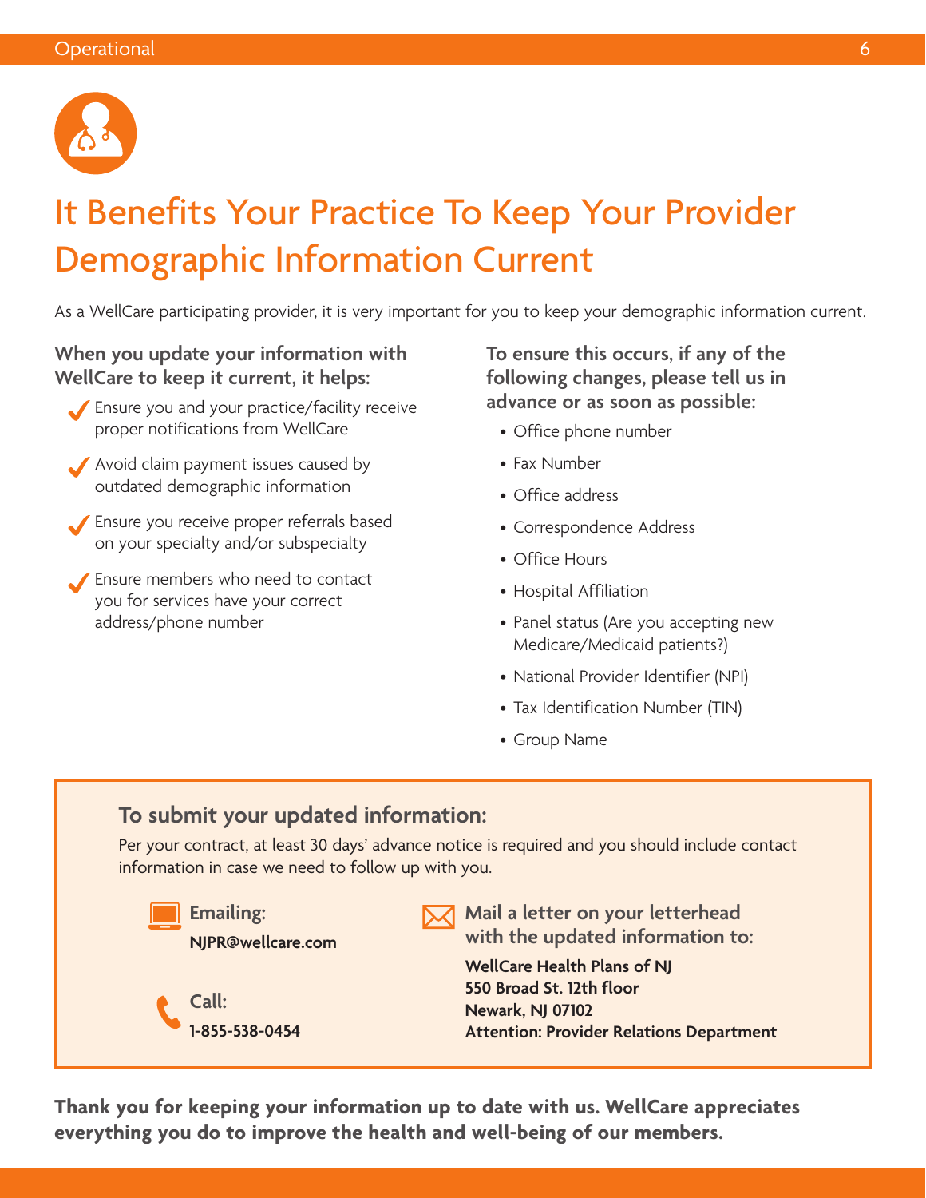# It Benefits Your Practice To Keep Your Provider Demographic Information Current

As a WellCare participating provider, it is very important for you to keep your demographic information current.

**When you update your information with WellCare to keep it current, it helps:**

- ✔ Ensure you and your practice/facility receive proper notifications from WellCare
- ✔ Avoid claim payment issues caused by outdated demographic information
- ✔ Ensure you receive proper referrals based on your specialty and/or subspecialty
- ✔ Ensure members who need to contact you for services have your correct address/phone number

**To ensure this occurs, if any of the following changes, please tell us in advance or as soon as possible:**

- Office phone number
- Fax Number
- Office address
- Correspondence Address
- Office Hours
- Hospital Affiliation
- Panel status (Are you accepting new Medicare/Medicaid patients?)
- National Provider Identifier (NPI)
- Tax Identification Number (TIN)
- Group Name

## To submit your updated information:

Per your contract, at least 30 days' advance notice is required and you should include contact information in case we need to follow up with you.

**Emailing:**
**NJPR@wellcare.com**

**Call:**
**1-855-538-0454**

**Mail a letter on your letterhead with the updated information to:**

**WellCare Health Plans of NJ**
**550 Broad St. 12th floor**
**Newark, NJ 07102**
**Attention: Provider Relations Department**

**Thank you for keeping your information up to date with us. WellCare appreciates everything you do to improve the health and well-being of our members.**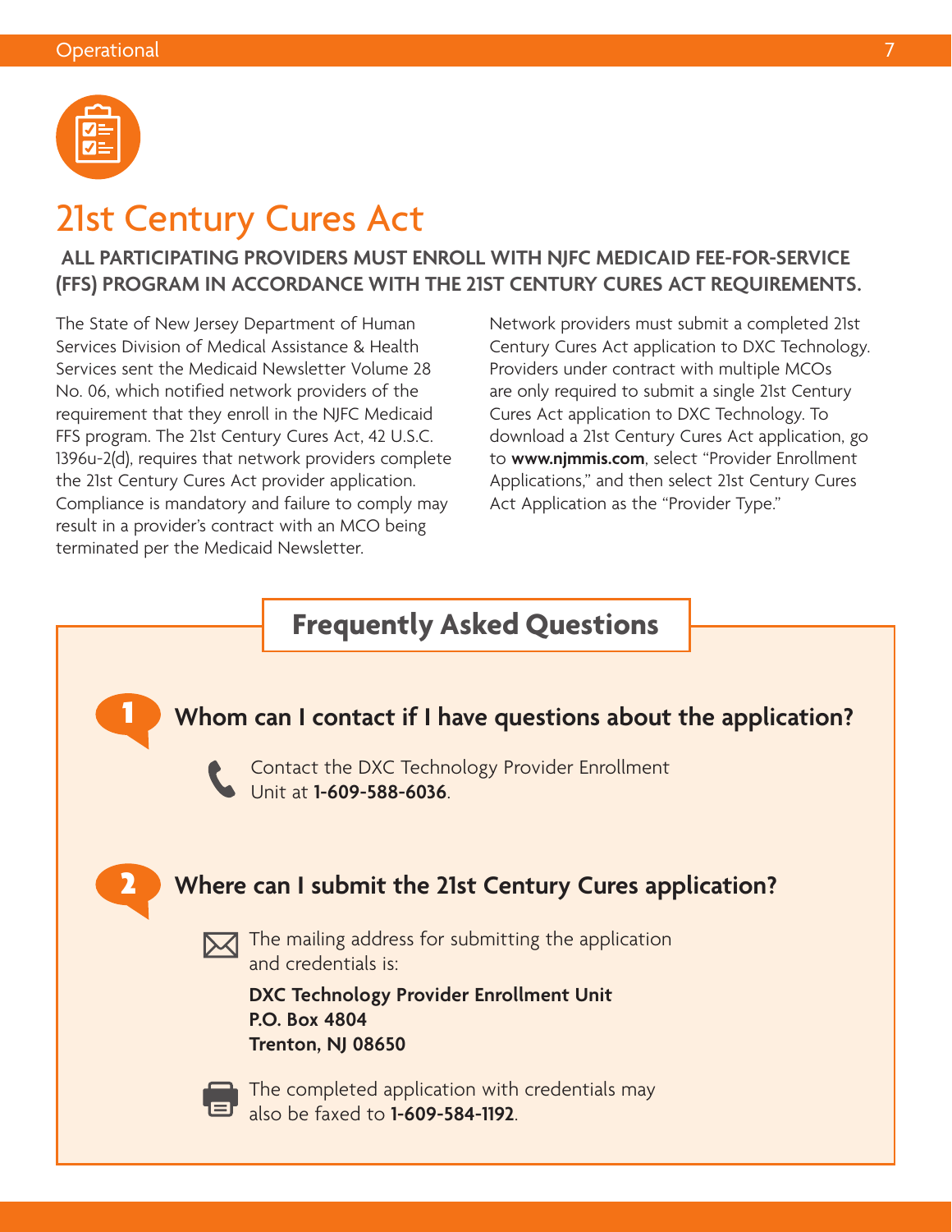# 21st Century Cures Act

**ALL PARTICIPATING PROVIDERS MUST ENROLL WITH NJFC MEDICAID FEE-FOR-SERVICE (FFS) PROGRAM IN ACCORDANCE WITH THE 21ST CENTURY CURES ACT REQUIREMENTS.**

The State of New Jersey Department of Human Services Division of Medical Assistance & Health Services sent the Medicaid Newsletter Volume 28 No. 06, which notified network providers of the requirement that they enroll in the NJFC Medicaid FFS program. The 21st Century Cures Act, 42 U.S.C. 1396u-2(d), requires that network providers complete the 21st Century Cures Act provider application. Compliance is mandatory and failure to comply may result in a provider's contract with an MCO being terminated per the Medicaid Newsletter.

Network providers must submit a completed 21st Century Cures Act application to DXC Technology. Providers under contract with multiple MCOs are only required to submit a single 21st Century Cures Act application to DXC Technology. To download a 21st Century Cures Act application, go to **www.njmmis.com**, select "Provider Enrollment Applications," and then select 21st Century Cures Act Application as the "Provider Type."

## Frequently Asked Questions

### 1 Whom can I contact if I have questions about the application?

Contact the DXC Technology Provider Enrollment Unit at **1-609-588-6036**.

### 2 Where can I submit the 21st Century Cures application?

The mailing address for submitting the application and credentials is:

**DXC Technology Provider Enrollment Unit**
**P.O. Box 4804**
**Trenton, NJ 08650**

The completed application with credentials may also be faxed to **1-609-584-1192**.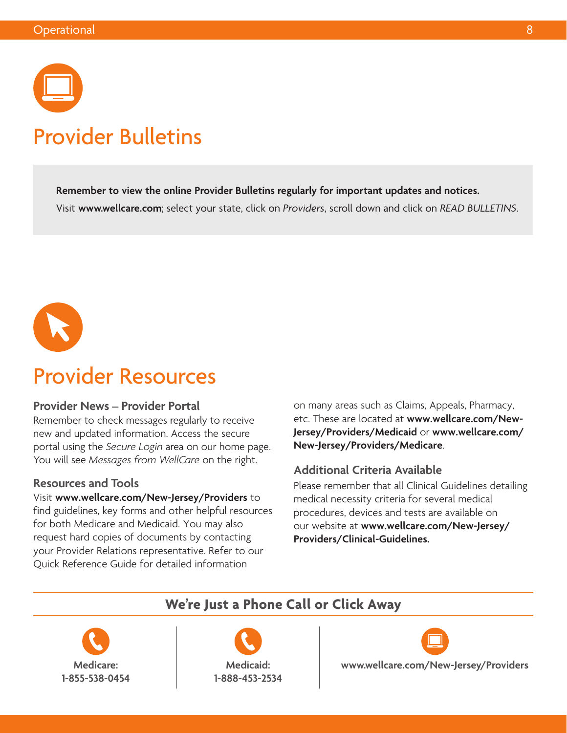# Provider Bulletins

**Remember to view the online Provider Bulletins regularly for important updates and notices.**

Visit **www.wellcare.com**; select your state, click on *Providers*, scroll down and click on *READ BULLETINS*.

# Provider Resources

### Provider News – Provider Portal

Remember to check messages regularly to receive new and updated information. Access the secure portal using the *Secure Login* area on our home page. You will see *Messages from WellCare* on the right.

### Resources and Tools

Visit **www.wellcare.com/New-Jersey/Providers** to find guidelines, key forms and other helpful resources for both Medicare and Medicaid. You may also request hard copies of documents by contacting your Provider Relations representative. Refer to our Quick Reference Guide for detailed information on many areas such as Claims, Appeals, Pharmacy, etc. These are located at **www.wellcare.com/New-Jersey/Providers/Medicaid** or **www.wellcare.com/New-Jersey/Providers/Medicare**.

### Additional Criteria Available

Please remember that all Clinical Guidelines detailing medical necessity criteria for several medical procedures, devices and tests are available on our website at **www.wellcare.com/New-Jersey/Providers/Clinical-Guidelines.**

## We're Just a Phone Call or Click Away

**Medicare:**
**1-855-538-0454**

**Medicaid:**
**1-888-453-2534**

**www.wellcare.com/New-Jersey/Providers**